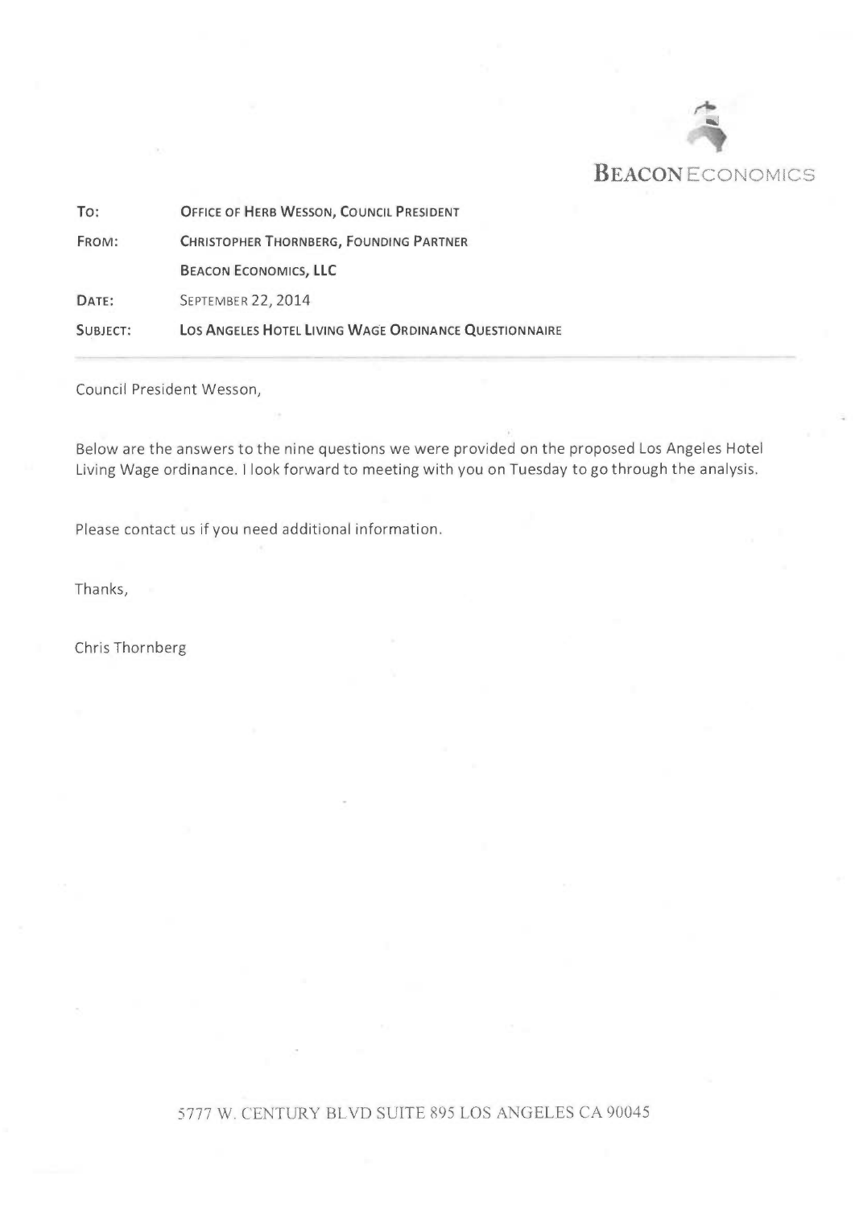**BEACON ECONOMICS**

| | |
|---|---|
| **TO:** | **OFFICE OF HERB WESSON, COUNCIL PRESIDENT** |
| **FROM:** | **CHRISTOPHER THORNBERG, FOUNDING PARTNER** |
| | **BEACON ECONOMICS, LLC** |
| **DATE:** | SEPTEMBER 22, 2014 |
| **SUBJECT:** | **LOS ANGELES HOTEL LIVING WAGE ORDINANCE QUESTIONNAIRE** |

---

Council President Wesson,

Below are the answers to the nine questions we were provided on the proposed Los Angeles Hotel Living Wage ordinance. I look forward to meeting with you on Tuesday to go through the analysis.

Please contact us if you need additional information.

Thanks,

Chris Thornberg

5777 W. CENTURY BLVD SUITE 895 LOS ANGELES CA 90045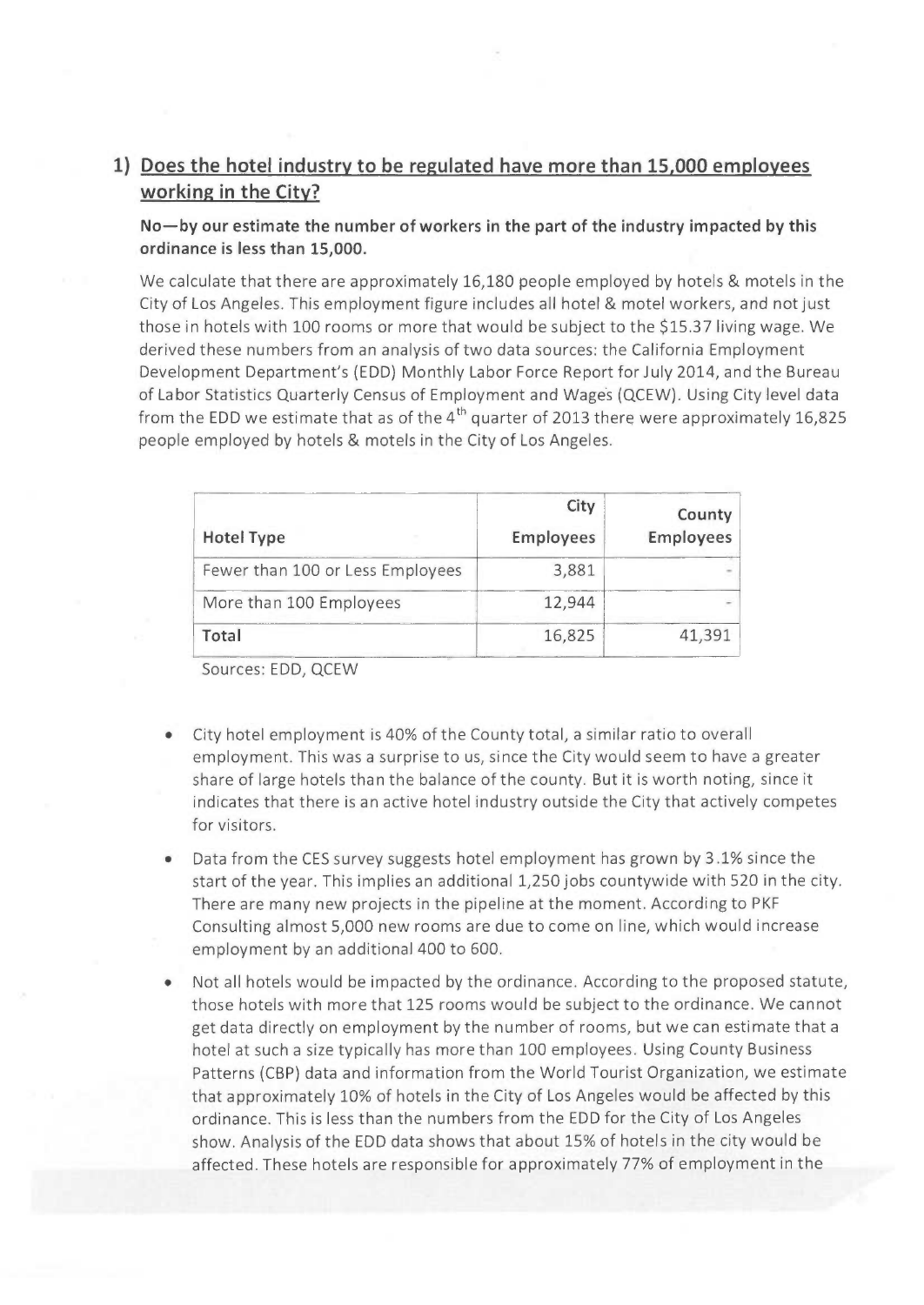## 1) Does the hotel industry to be regulated have more than 15,000 employees working in the City?

**No—by our estimate the number of workers in the part of the industry impacted by this ordinance is less than 15,000.**

We calculate that there are approximately 16,180 people employed by hotels & motels in the City of Los Angeles. This employment figure includes all hotel & motel workers, and not just those in hotels with 100 rooms or more that would be subject to the $15.37 living wage. We derived these numbers from an analysis of two data sources: the California Employment Development Department's (EDD) Monthly Labor Force Report for July 2014, and the Bureau of Labor Statistics Quarterly Census of Employment and Wages (QCEW). Using City level data from the EDD we estimate that as of the 4th quarter of 2013 there were approximately 16,825 people employed by hotels & motels in the City of Los Angeles.

| Hotel Type | City Employees | County Employees |
|---|---|---|
| Fewer than 100 or Less Employees | 3,881 | - |
| More than 100 Employees | 12,944 | - |
| **Total** | 16,825 | 41,391 |

Sources: EDD, QCEW

- City hotel employment is 40% of the County total, a similar ratio to overall employment. This was a surprise to us, since the City would seem to have a greater share of large hotels than the balance of the county. But it is worth noting, since it indicates that there is an active hotel industry outside the City that actively competes for visitors.
- Data from the CES survey suggests hotel employment has grown by 3.1% since the start of the year. This implies an additional 1,250 jobs countywide with 520 in the city. There are many new projects in the pipeline at the moment. According to PKF Consulting almost 5,000 new rooms are due to come on line, which would increase employment by an additional 400 to 600.
- Not all hotels would be impacted by the ordinance. According to the proposed statute, those hotels with more that 125 rooms would be subject to the ordinance. We cannot get data directly on employment by the number of rooms, but we can estimate that a hotel at such a size typically has more than 100 employees. Using County Business Patterns (CBP) data and information from the World Tourist Organization, we estimate that approximately 10% of hotels in the City of Los Angeles would be affected by this ordinance. This is less than the numbers from the EDD for the City of Los Angeles show. Analysis of the EDD data shows that about 15% of hotels in the city would be affected. These hotels are responsible for approximately 77% of employment in the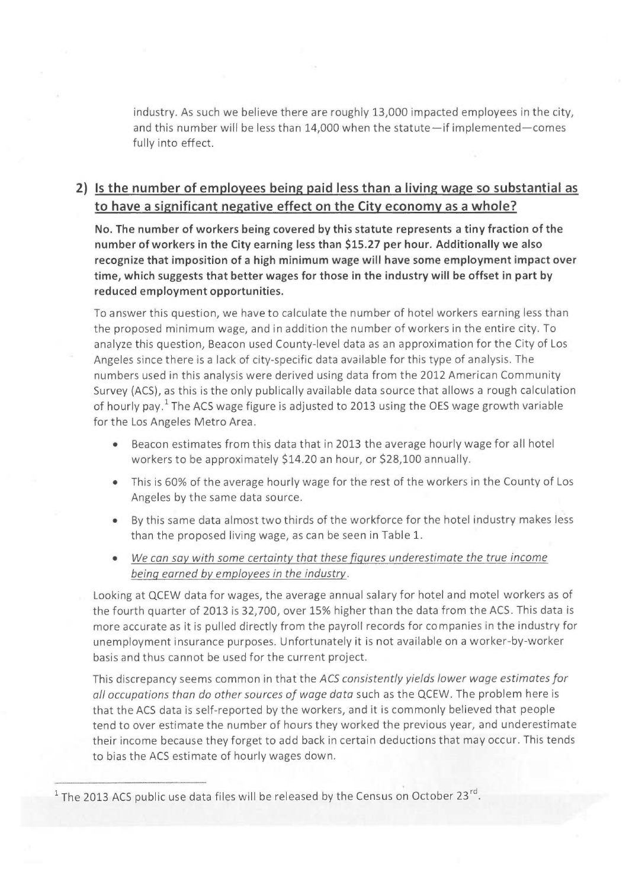industry. As such we believe there are roughly 13,000 impacted employees in the city, and this number will be less than 14,000 when the statute—if implemented—comes fully into effect.

## 2) Is the number of employees being paid less than a living wage so substantial as to have a significant negative effect on the City economy as a whole?

**No. The number of workers being covered by this statute represents a tiny fraction of the number of workers in the City earning less than $15.27 per hour. Additionally we also recognize that imposition of a high minimum wage will have some employment impact over time, which suggests that better wages for those in the industry will be offset in part by reduced employment opportunities.**

To answer this question, we have to calculate the number of hotel workers earning less than the proposed minimum wage, and in addition the number of workers in the entire city. To analyze this question, Beacon used County-level data as an approximation for the City of Los Angeles since there is a lack of city-specific data available for this type of analysis. The numbers used in this analysis were derived using data from the 2012 American Community Survey (ACS), as this is the only publically available data source that allows a rough calculation of hourly pay.[1] The ACS wage figure is adjusted to 2013 using the OES wage growth variable for the Los Angeles Metro Area.

- Beacon estimates from this data that in 2013 the average hourly wage for all hotel workers to be approximately $14.20 an hour, or $28,100 annually.
- This is 60% of the average hourly wage for the rest of the workers in the County of Los Angeles by the same data source.
- By this same data almost two thirds of the workforce for the hotel industry makes less than the proposed living wage, as can be seen in Table 1.
- *We can say with some certainty that these figures underestimate the true income being earned by employees in the industry.*

Looking at QCEW data for wages, the average annual salary for hotel and motel workers as of the fourth quarter of 2013 is 32,700, over 15% higher than the data from the ACS. This data is more accurate as it is pulled directly from the payroll records for companies in the industry for unemployment insurance purposes. Unfortunately it is not available on a worker-by-worker basis and thus cannot be used for the current project.

This discrepancy seems common in that the *ACS consistently yields lower wage estimates for all occupations than do other sources of wage data* such as the QCEW. The problem here is that the ACS data is self-reported by the workers, and it is commonly believed that people tend to over estimate the number of hours they worked the previous year, and underestimate their income because they forget to add back in certain deductions that may occur. This tends to bias the ACS estimate of hourly wages down.

---

[1] The 2013 ACS public use data files will be released by the Census on October 23rd.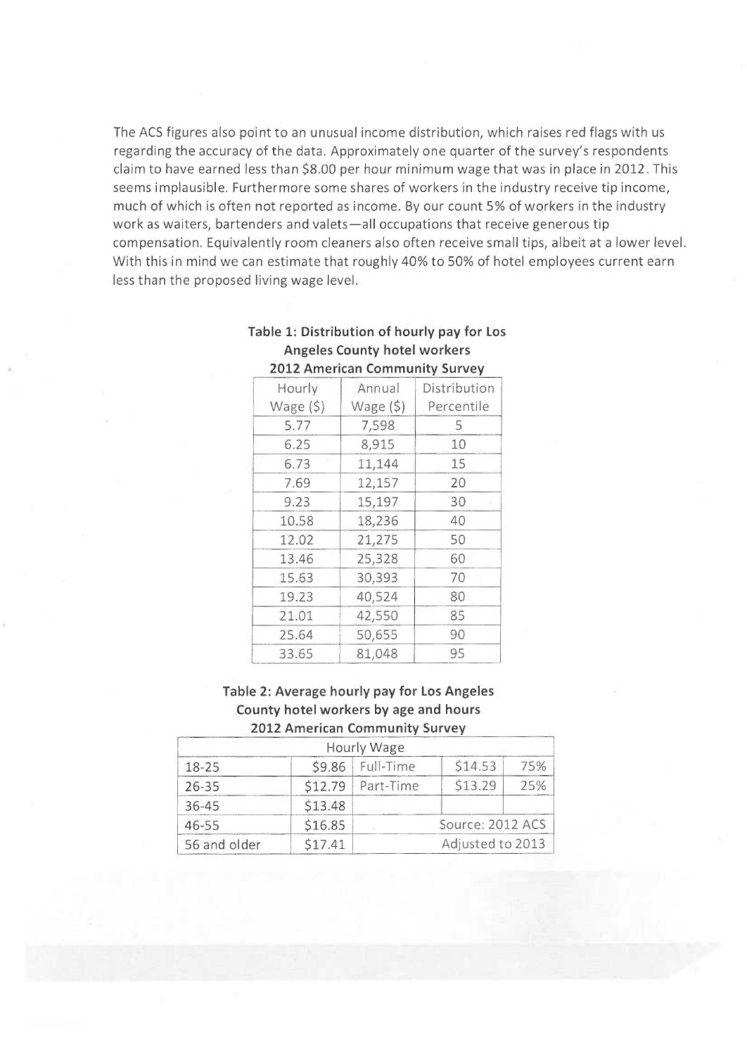The ACS figures also point to an unusual income distribution, which raises red flags with us regarding the accuracy of the data. Approximately one quarter of the survey's respondents claim to have earned less than $8.00 per hour minimum wage that was in place in 2012. This seems implausible. Furthermore some shares of workers in the industry receive tip income, much of which is often not reported as income. By our count 5% of workers in the industry work as waiters, bartenders and valets—all occupations that receive generous tip compensation. Equivalently room cleaners also often receive small tips, albeit at a lower level. With this in mind we can estimate that roughly 40% to 50% of hotel employees current earn less than the proposed living wage level.

**Table 1: Distribution of hourly pay for Los Angeles County hotel workers 2012 American Community Survey**

| Hourly Wage ($) | Annual Wage ($) | Distribution Percentile |
|---|---|---|
| 5.77 | 7,598 | 5 |
| 6.25 | 8,915 | 10 |
| 6.73 | 11,144 | 15 |
| 7.69 | 12,157 | 20 |
| 9.23 | 15,197 | 30 |
| 10.58 | 18,236 | 40 |
| 12.02 | 21,275 | 50 |
| 13.46 | 25,328 | 60 |
| 15.63 | 30,393 | 70 |
| 19.23 | 40,524 | 80 |
| 21.01 | 42,550 | 85 |
| 25.64 | 50,655 | 90 |
| 33.65 | 81,048 | 95 |

**Table 2: Average hourly pay for Los Angeles County hotel workers by age and hours 2012 American Community Survey**

| Hourly Wage | | | | |
|---|---|---|---|---|
| 18-25 | $9.86 | Full-Time | $14.53 | 75% |
| 26-35 | $12.79 | Part-Time | $13.29 | 25% |
| 36-45 | $13.48 | | | |
| 46-55 | $16.85 | Source: 2012 ACS | | |
| 56 and older | $17.41 | Adjusted to 2013 | | |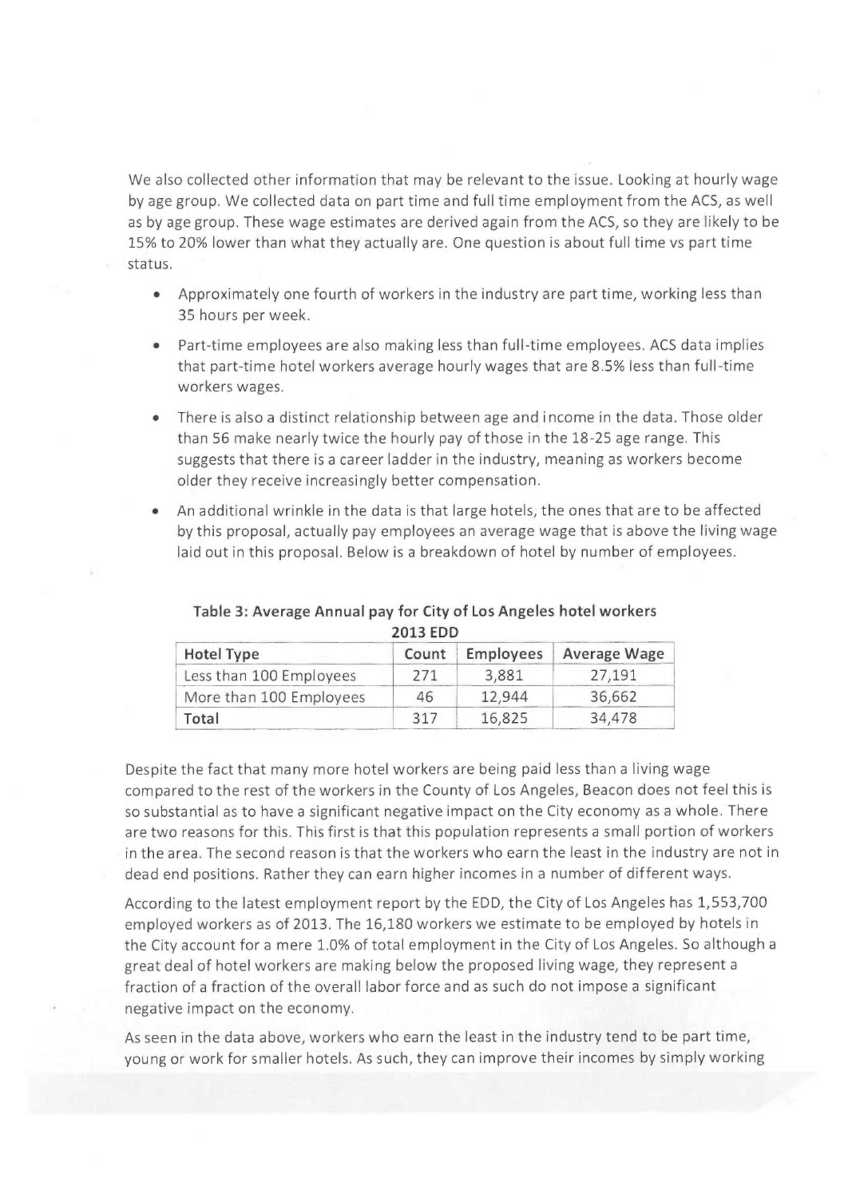We also collected other information that may be relevant to the issue. Looking at hourly wage by age group. We collected data on part time and full time employment from the ACS, as well as by age group. These wage estimates are derived again from the ACS, so they are likely to be 15% to 20% lower than what they actually are. One question is about full time vs part time status.

- Approximately one fourth of workers in the industry are part time, working less than 35 hours per week.
- Part-time employees are also making less than full-time employees. ACS data implies that part-time hotel workers average hourly wages that are 8.5% less than full-time workers wages.
- There is also a distinct relationship between age and income in the data. Those older than 56 make nearly twice the hourly pay of those in the 18-25 age range. This suggests that there is a career ladder in the industry, meaning as workers become older they receive increasingly better compensation.
- An additional wrinkle in the data is that large hotels, the ones that are to be affected by this proposal, actually pay employees an average wage that is above the living wage laid out in this proposal. Below is a breakdown of hotel by number of employees.

**Table 3: Average Annual pay for City of Los Angeles hotel workers**
**2013 EDD**

| Hotel Type | Count | Employees | Average Wage |
|---|---|---|---|
| Less than 100 Employees | 271 | 3,881 | 27,191 |
| More than 100 Employees | 46 | 12,944 | 36,662 |
| **Total** | 317 | 16,825 | 34,478 |

Despite the fact that many more hotel workers are being paid less than a living wage compared to the rest of the workers in the County of Los Angeles, Beacon does not feel this is so substantial as to have a significant negative impact on the City economy as a whole. There are two reasons for this. This first is that this population represents a small portion of workers in the area. The second reason is that the workers who earn the least in the industry are not in dead end positions. Rather they can earn higher incomes in a number of different ways.

According to the latest employment report by the EDD, the City of Los Angeles has 1,553,700 employed workers as of 2013. The 16,180 workers we estimate to be employed by hotels in the City account for a mere 1.0% of total employment in the City of Los Angeles. So although a great deal of hotel workers are making below the proposed living wage, they represent a fraction of a fraction of the overall labor force and as such do not impose a significant negative impact on the economy.

As seen in the data above, workers who earn the least in the industry tend to be part time, young or work for smaller hotels. As such, they can improve their incomes by simply working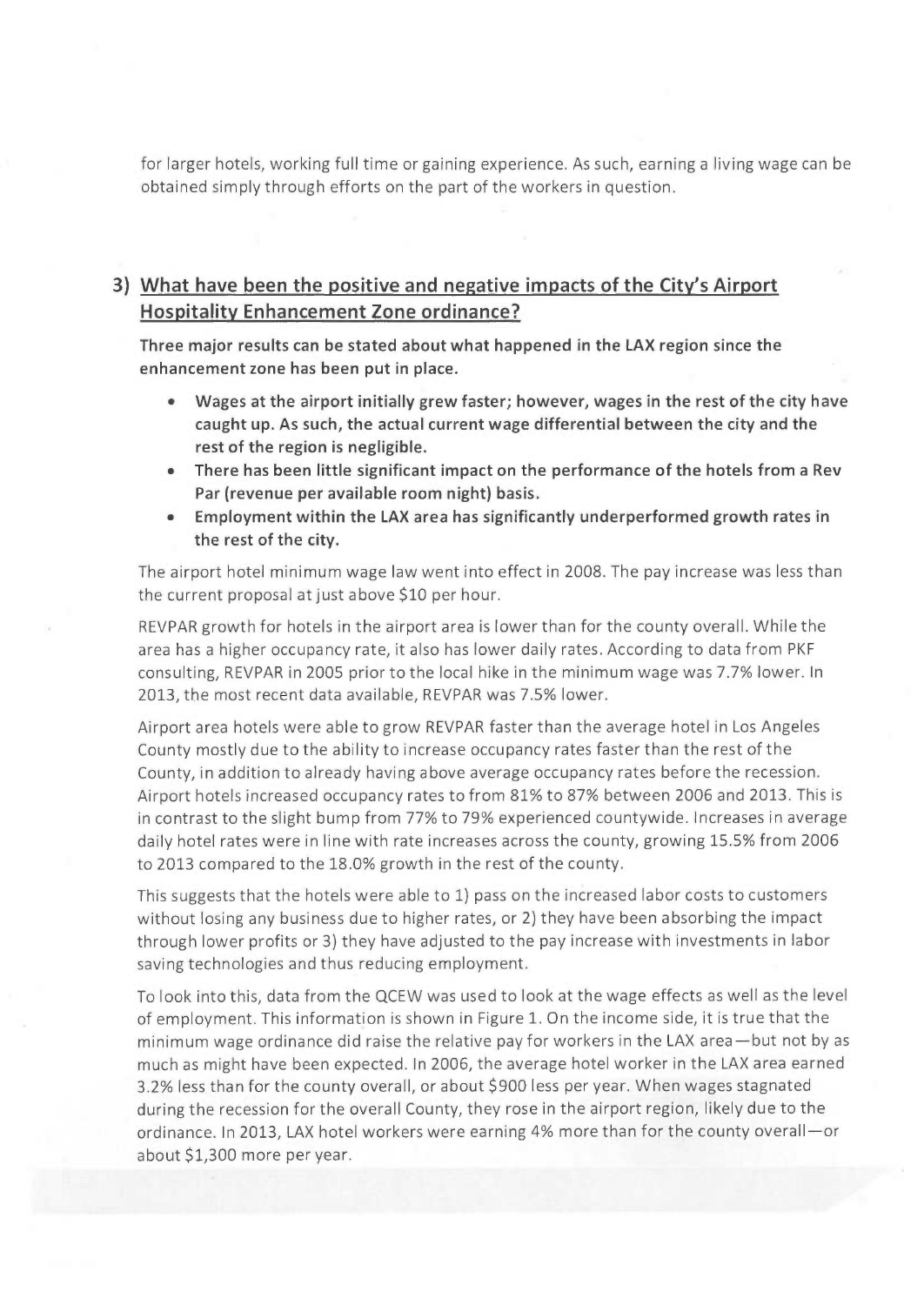for larger hotels, working full time or gaining experience. As such, earning a living wage can be obtained simply through efforts on the part of the workers in question.

## 3) What have been the positive and negative impacts of the City's Airport Hospitality Enhancement Zone ordinance?

**Three major results can be stated about what happened in the LAX region since the enhancement zone has been put in place.**

- **Wages at the airport initially grew faster; however, wages in the rest of the city have caught up. As such, the actual current wage differential between the city and the rest of the region is negligible.**
- **There has been little significant impact on the performance of the hotels from a Rev Par (revenue per available room night) basis.**
- **Employment within the LAX area has significantly underperformed growth rates in the rest of the city.**

The airport hotel minimum wage law went into effect in 2008. The pay increase was less than the current proposal at just above $10 per hour.

REVPAR growth for hotels in the airport area is lower than for the county overall. While the area has a higher occupancy rate, it also has lower daily rates. According to data from PKF consulting, REVPAR in 2005 prior to the local hike in the minimum wage was 7.7% lower. In 2013, the most recent data available, REVPAR was 7.5% lower.

Airport area hotels were able to grow REVPAR faster than the average hotel in Los Angeles County mostly due to the ability to increase occupancy rates faster than the rest of the County, in addition to already having above average occupancy rates before the recession. Airport hotels increased occupancy rates to from 81% to 87% between 2006 and 2013. This is in contrast to the slight bump from 77% to 79% experienced countywide. Increases in average daily hotel rates were in line with rate increases across the county, growing 15.5% from 2006 to 2013 compared to the 18.0% growth in the rest of the county.

This suggests that the hotels were able to 1) pass on the increased labor costs to customers without losing any business due to higher rates, or 2) they have been absorbing the impact through lower profits or 3) they have adjusted to the pay increase with investments in labor saving technologies and thus reducing employment.

To look into this, data from the QCEW was used to look at the wage effects as well as the level of employment. This information is shown in Figure 1. On the income side, it is true that the minimum wage ordinance did raise the relative pay for workers in the LAX area—but not by as much as might have been expected. In 2006, the average hotel worker in the LAX area earned 3.2% less than for the county overall, or about $900 less per year. When wages stagnated during the recession for the overall County, they rose in the airport region, likely due to the ordinance. In 2013, LAX hotel workers were earning 4% more than for the county overall—or about $1,300 more per year.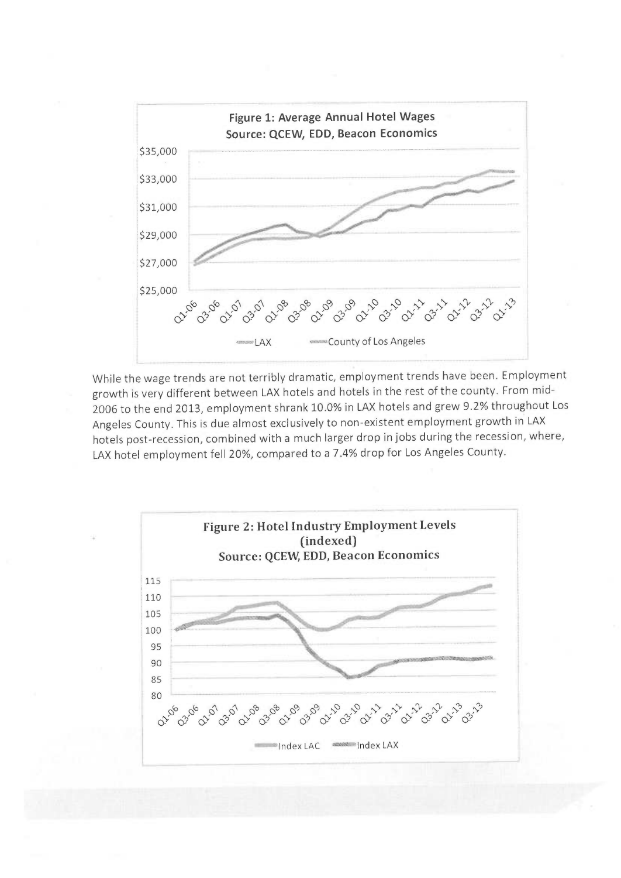Figure 1: Average Annual Hotel Wages
Source: QCEW, EDD, Beacon Economics

While the wage trends are not terribly dramatic, employment trends have been. Employment growth is very different between LAX hotels and hotels in the rest of the county. From mid-2006 to the end 2013, employment shrank 10.0% in LAX hotels and grew 9.2% throughout Los Angeles County. This is due almost exclusively to non-existent employment growth in LAX hotels post-recession, combined with a much larger drop in jobs during the recession, where, LAX hotel employment fell 20%, compared to a 7.4% drop for Los Angeles County.

Figure 2: Hotel Industry Employment Levels (indexed)
Source: QCEW, EDD, Beacon Economics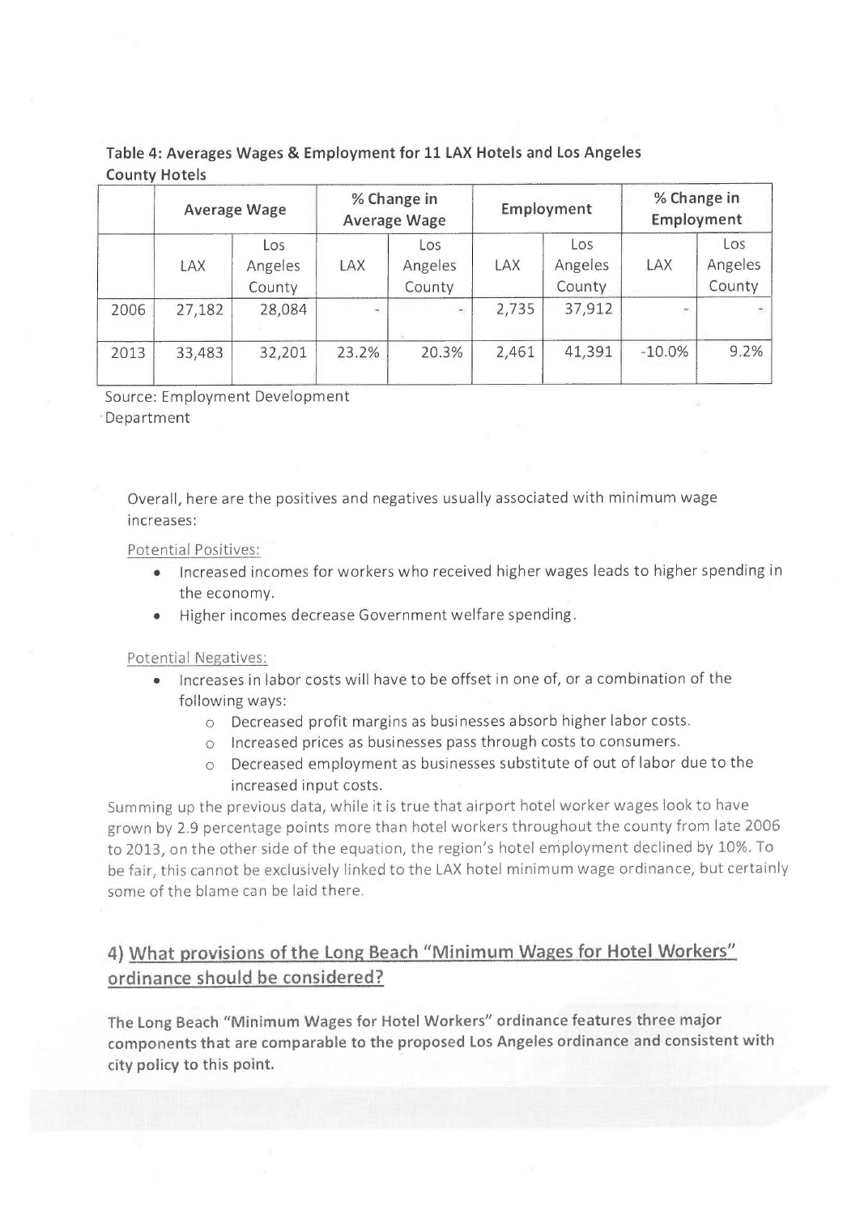**Table 4: Averages Wages & Employment for 11 LAX Hotels and Los Angeles County Hotels**

| | Average Wage | | % Change in Average Wage | | Employment | | % Change in Employment | |
|---|---|---|---|---|---|---|---|---|
| | LAX | Los Angeles County | LAX | Los Angeles County | LAX | Los Angeles County | LAX | Los Angeles County |
| 2006 | 27,182 | 28,084 | - | - | 2,735 | 37,912 | - | - |
| 2013 | 33,483 | 32,201 | 23.2% | 20.3% | 2,461 | 41,391 | -10.0% | 9.2% |

Source: Employment Development Department

Overall, here are the positives and negatives usually associated with minimum wage increases:

Potential Positives:

- Increased incomes for workers who received higher wages leads to higher spending in the economy.
- Higher incomes decrease Government welfare spending.

Potential Negatives:

- Increases in labor costs will have to be offset in one of, or a combination of the following ways:
  - Decreased profit margins as businesses absorb higher labor costs.
  - Increased prices as businesses pass through costs to consumers.
  - Decreased employment as businesses substitute of out of labor due to the increased input costs.

Summing up the previous data, while it is true that airport hotel worker wages look to have grown by 2.9 percentage points more than hotel workers throughout the county from late 2006 to 2013, on the other side of the equation, the region's hotel employment declined by 10%. To be fair, this cannot be exclusively linked to the LAX hotel minimum wage ordinance, but certainly some of the blame can be laid there.

## 4) What provisions of the Long Beach "Minimum Wages for Hotel Workers" ordinance should be considered?

**The Long Beach "Minimum Wages for Hotel Workers" ordinance features three major components that are comparable to the proposed Los Angeles ordinance and consistent with city policy to this point.**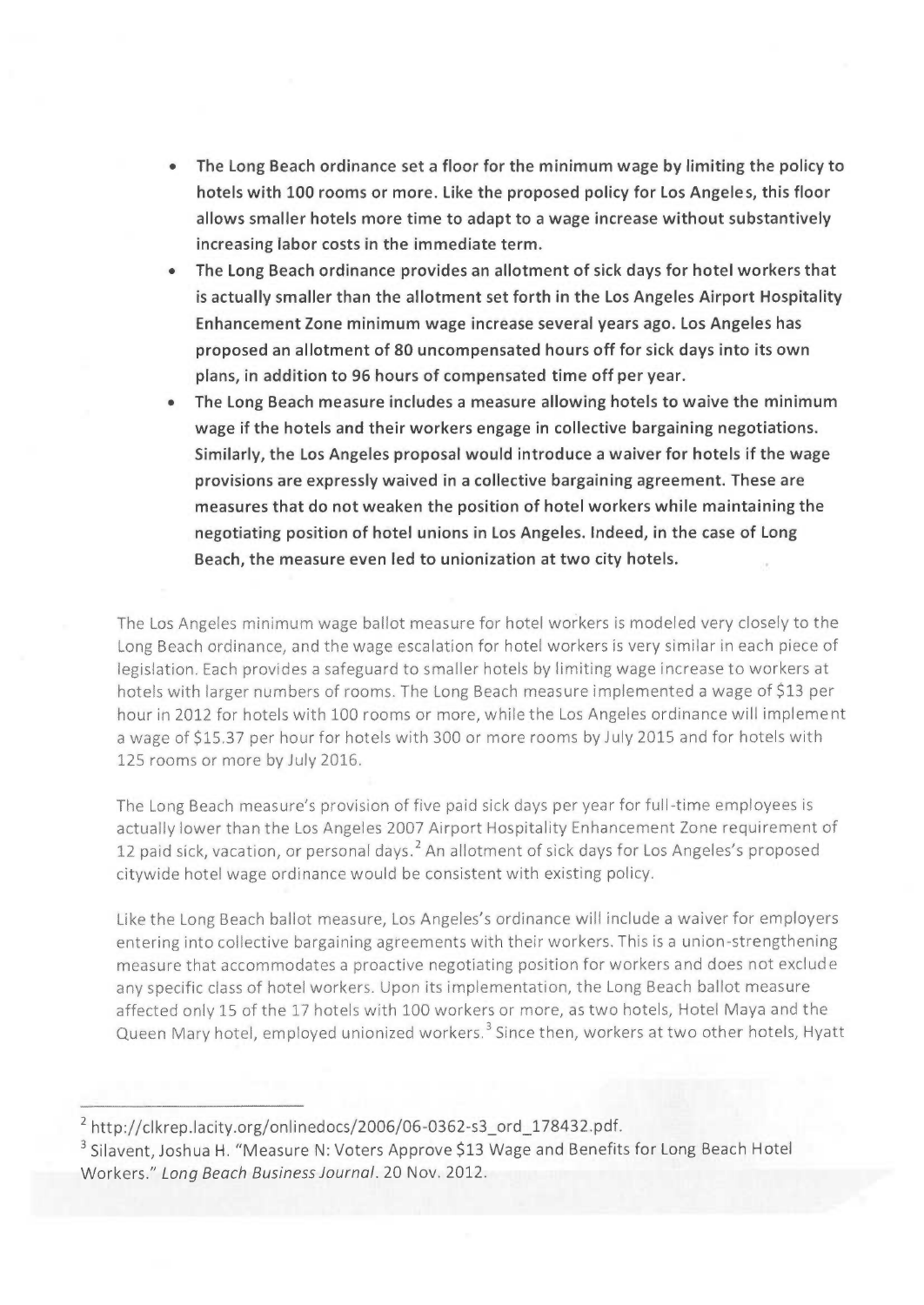- **The Long Beach ordinance set a floor for the minimum wage by limiting the policy to hotels with 100 rooms or more. Like the proposed policy for Los Angeles, this floor allows smaller hotels more time to adapt to a wage increase without substantively increasing labor costs in the immediate term.**
- **The Long Beach ordinance provides an allotment of sick days for hotel workers that is actually smaller than the allotment set forth in the Los Angeles Airport Hospitality Enhancement Zone minimum wage increase several years ago. Los Angeles has proposed an allotment of 80 uncompensated hours off for sick days into its own plans, in addition to 96 hours of compensated time off per year.**
- **The Long Beach measure includes a measure allowing hotels to waive the minimum wage if the hotels and their workers engage in collective bargaining negotiations. Similarly, the Los Angeles proposal would introduce a waiver for hotels if the wage provisions are expressly waived in a collective bargaining agreement. These are measures that do not weaken the position of hotel workers while maintaining the negotiating position of hotel unions in Los Angeles. Indeed, in the case of Long Beach, the measure even led to unionization at two city hotels.**

The Los Angeles minimum wage ballot measure for hotel workers is modeled very closely to the Long Beach ordinance, and the wage escalation for hotel workers is very similar in each piece of legislation. Each provides a safeguard to smaller hotels by limiting wage increase to workers at hotels with larger numbers of rooms. The Long Beach measure implemented a wage of $13 per hour in 2012 for hotels with 100 rooms or more, while the Los Angeles ordinance will implement a wage of $15.37 per hour for hotels with 300 or more rooms by July 2015 and for hotels with 125 rooms or more by July 2016.

The Long Beach measure's provision of five paid sick days per year for full-time employees is actually lower than the Los Angeles 2007 Airport Hospitality Enhancement Zone requirement of 12 paid sick, vacation, or personal days.[2] An allotment of sick days for Los Angeles's proposed citywide hotel wage ordinance would be consistent with existing policy.

Like the Long Beach ballot measure, Los Angeles's ordinance will include a waiver for employers entering into collective bargaining agreements with their workers. This is a union-strengthening measure that accommodates a proactive negotiating position for workers and does not exclude any specific class of hotel workers. Upon its implementation, the Long Beach ballot measure affected only 15 of the 17 hotels with 100 workers or more, as two hotels, Hotel Maya and the Queen Mary hotel, employed unionized workers.[3] Since then, workers at two other hotels, Hyatt

---

[2] http://clkrep.lacity.org/onlinedocs/2006/06-0362-s3_ord_178432.pdf.

[3] Silavent, Joshua H. "Measure N: Voters Approve $13 Wage and Benefits for Long Beach Hotel Workers." *Long Beach Business Journal*. 20 Nov. 2012.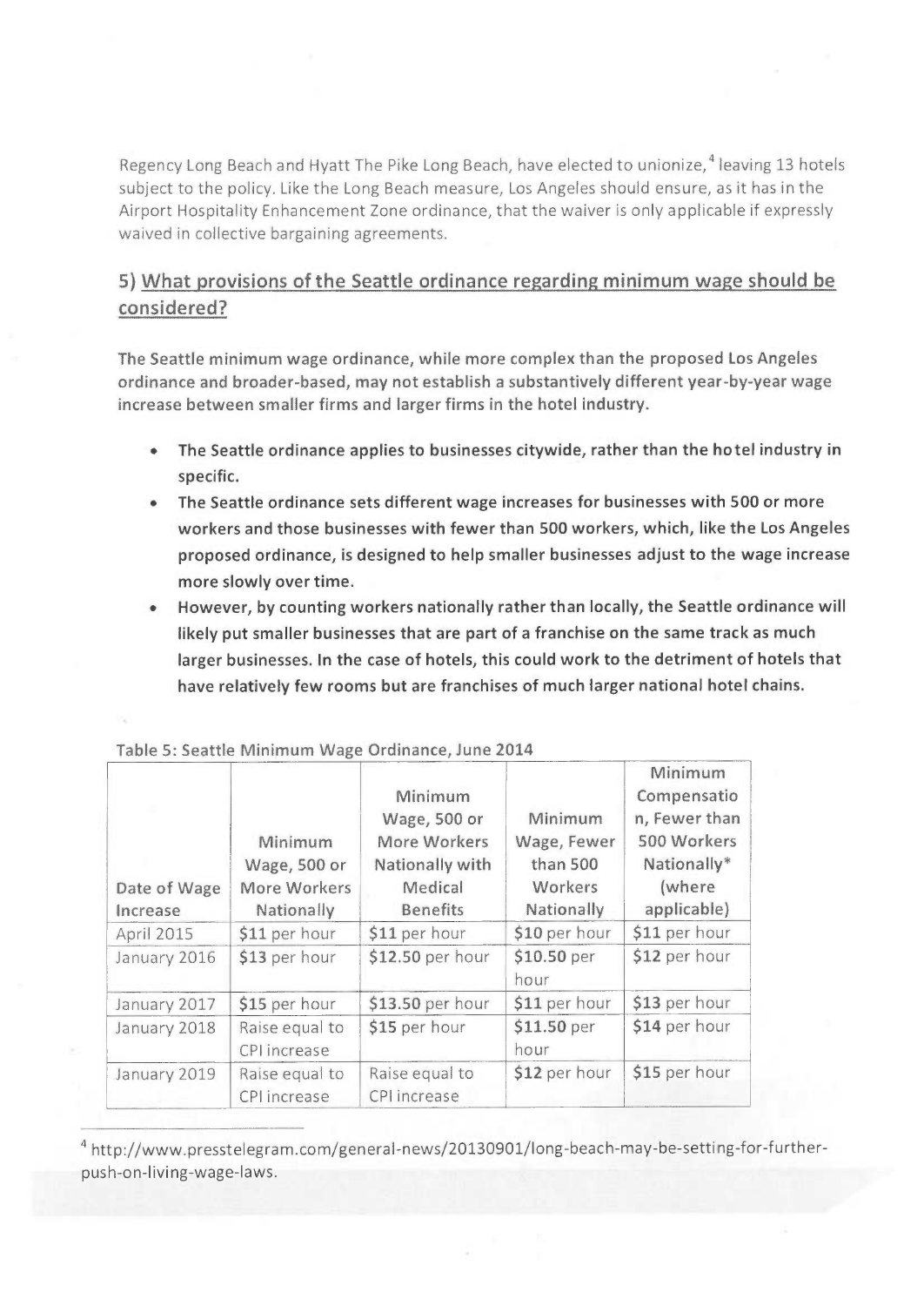Regency Long Beach and Hyatt The Pike Long Beach, have elected to unionize,[4] leaving 13 hotels subject to the policy. Like the Long Beach measure, Los Angeles should ensure, as it has in the Airport Hospitality Enhancement Zone ordinance, that the waiver is only applicable if expressly waived in collective bargaining agreements.

## 5) What provisions of the Seattle ordinance regarding minimum wage should be considered?

**The Seattle minimum wage ordinance, while more complex than the proposed Los Angeles ordinance and broader-based, may not establish a substantively different year-by-year wage increase between smaller firms and larger firms in the hotel industry.**

- **The Seattle ordinance applies to businesses citywide, rather than the hotel industry in specific.**
- **The Seattle ordinance sets different wage increases for businesses with 500 or more workers and those businesses with fewer than 500 workers, which, like the Los Angeles proposed ordinance, is designed to help smaller businesses adjust to the wage increase more slowly over time.**
- **However, by counting workers nationally rather than locally, the Seattle ordinance will likely put smaller businesses that are part of a franchise on the same track as much larger businesses. In the case of hotels, this could work to the detriment of hotels that have relatively few rooms but are franchises of much larger national hotel chains.**

Table 5: Seattle Minimum Wage Ordinance, June 2014

| Date of Wage Increase | Minimum Wage, 500 or More Workers Nationally | Minimum Wage, 500 or More Workers Nationally with Medical Benefits | Minimum Wage, Fewer than 500 Workers Nationally | Minimum Compensation, Fewer than 500 Workers Nationally* (where applicable) |
|---|---|---|---|---|
| April 2015 | **$11** per hour | **$11** per hour | **$10** per hour | **$11** per hour |
| January 2016 | **$13** per hour | **$12.50** per hour | **$10.50** per hour | **$12** per hour |
| January 2017 | **$15** per hour | **$13.50** per hour | **$11** per hour | **$13** per hour |
| January 2018 | Raise equal to CPI increase | **$15** per hour | **$11.50** per hour | **$14** per hour |
| January 2019 | Raise equal to CPI increase | Raise equal to CPI increase | **$12** per hour | **$15** per hour |

[4] http://www.presstelegram.com/general-news/20130901/long-beach-may-be-setting-for-further-push-on-living-wage-laws.